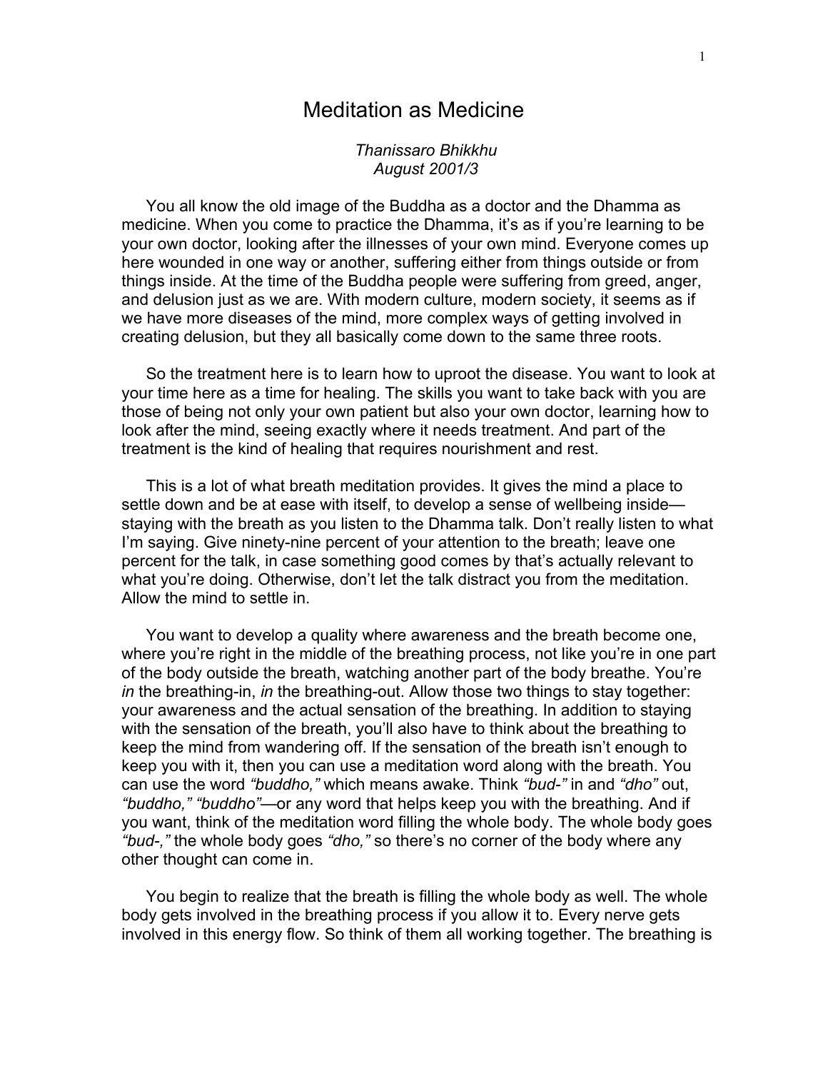# Meditation as Medicine

*Thanissaro Bhikkhu*
*August 2001/3*

You all know the old image of the Buddha as a doctor and the Dhamma as medicine. When you come to practice the Dhamma, it's as if you're learning to be your own doctor, looking after the illnesses of your own mind. Everyone comes up here wounded in one way or another, suffering either from things outside or from things inside. At the time of the Buddha people were suffering from greed, anger, and delusion just as we are. With modern culture, modern society, it seems as if we have more diseases of the mind, more complex ways of getting involved in creating delusion, but they all basically come down to the same three roots.

So the treatment here is to learn how to uproot the disease. You want to look at your time here as a time for healing. The skills you want to take back with you are those of being not only your own patient but also your own doctor, learning how to look after the mind, seeing exactly where it needs treatment. And part of the treatment is the kind of healing that requires nourishment and rest.

This is a lot of what breath meditation provides. It gives the mind a place to settle down and be at ease with itself, to develop a sense of wellbeing inside—staying with the breath as you listen to the Dhamma talk. Don't really listen to what I'm saying. Give ninety-nine percent of your attention to the breath; leave one percent for the talk, in case something good comes by that's actually relevant to what you're doing. Otherwise, don't let the talk distract you from the meditation. Allow the mind to settle in.

You want to develop a quality where awareness and the breath become one, where you're right in the middle of the breathing process, not like you're in one part of the body outside the breath, watching another part of the body breathe. You're *in* the breathing-in, *in* the breathing-out. Allow those two things to stay together: your awareness and the actual sensation of the breathing. In addition to staying with the sensation of the breath, you'll also have to think about the breathing to keep the mind from wandering off. If the sensation of the breath isn't enough to keep you with it, then you can use a meditation word along with the breath. You can use the word *"buddho,"* which means awake. Think *"bud-"* in and *"dho"* out, *"buddho," "buddho"*—or any word that helps keep you with the breathing. And if you want, think of the meditation word filling the whole body. The whole body goes *"bud-,"* the whole body goes *"dho,"* so there's no corner of the body where any other thought can come in.

You begin to realize that the breath is filling the whole body as well. The whole body gets involved in the breathing process if you allow it to. Every nerve gets involved in this energy flow. So think of them all working together. The breathing is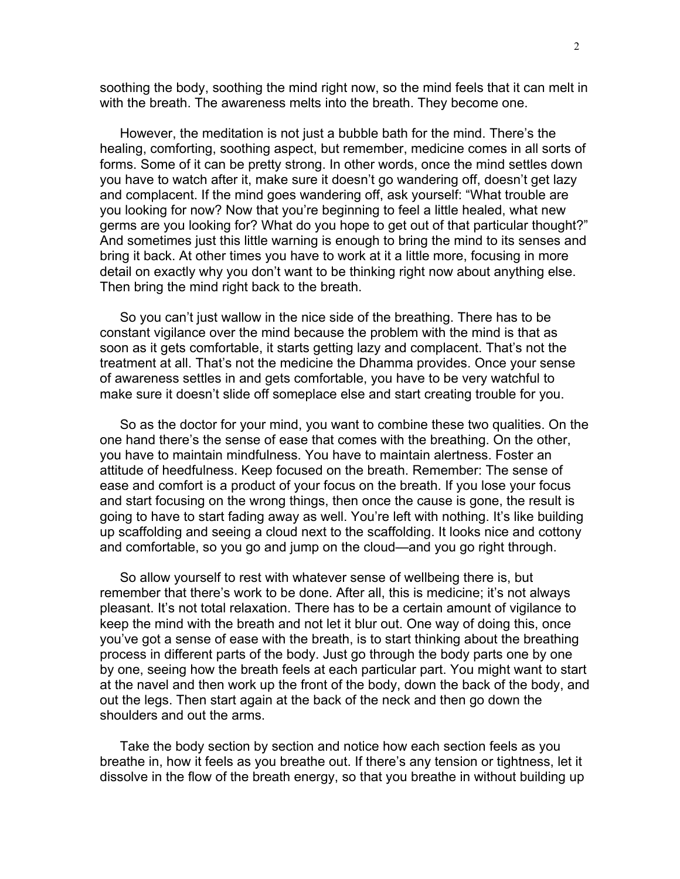soothing the body, soothing the mind right now, so the mind feels that it can melt in with the breath. The awareness melts into the breath. They become one.

However, the meditation is not just a bubble bath for the mind. There's the healing, comforting, soothing aspect, but remember, medicine comes in all sorts of forms. Some of it can be pretty strong. In other words, once the mind settles down you have to watch after it, make sure it doesn't go wandering off, doesn't get lazy and complacent. If the mind goes wandering off, ask yourself: "What trouble are you looking for now? Now that you're beginning to feel a little healed, what new germs are you looking for? What do you hope to get out of that particular thought?" And sometimes just this little warning is enough to bring the mind to its senses and bring it back. At other times you have to work at it a little more, focusing in more detail on exactly why you don't want to be thinking right now about anything else. Then bring the mind right back to the breath.

So you can't just wallow in the nice side of the breathing. There has to be constant vigilance over the mind because the problem with the mind is that as soon as it gets comfortable, it starts getting lazy and complacent. That's not the treatment at all. That's not the medicine the Dhamma provides. Once your sense of awareness settles in and gets comfortable, you have to be very watchful to make sure it doesn't slide off someplace else and start creating trouble for you.

So as the doctor for your mind, you want to combine these two qualities. On the one hand there's the sense of ease that comes with the breathing. On the other, you have to maintain mindfulness. You have to maintain alertness. Foster an attitude of heedfulness. Keep focused on the breath. Remember: The sense of ease and comfort is a product of your focus on the breath. If you lose your focus and start focusing on the wrong things, then once the cause is gone, the result is going to have to start fading away as well. You're left with nothing. It's like building up scaffolding and seeing a cloud next to the scaffolding. It looks nice and cottony and comfortable, so you go and jump on the cloud—and you go right through.

So allow yourself to rest with whatever sense of wellbeing there is, but remember that there's work to be done. After all, this is medicine; it's not always pleasant. It's not total relaxation. There has to be a certain amount of vigilance to keep the mind with the breath and not let it blur out. One way of doing this, once you've got a sense of ease with the breath, is to start thinking about the breathing process in different parts of the body. Just go through the body parts one by one by one, seeing how the breath feels at each particular part. You might want to start at the navel and then work up the front of the body, down the back of the body, and out the legs. Then start again at the back of the neck and then go down the shoulders and out the arms.

Take the body section by section and notice how each section feels as you breathe in, how it feels as you breathe out. If there's any tension or tightness, let it dissolve in the flow of the breath energy, so that you breathe in without building up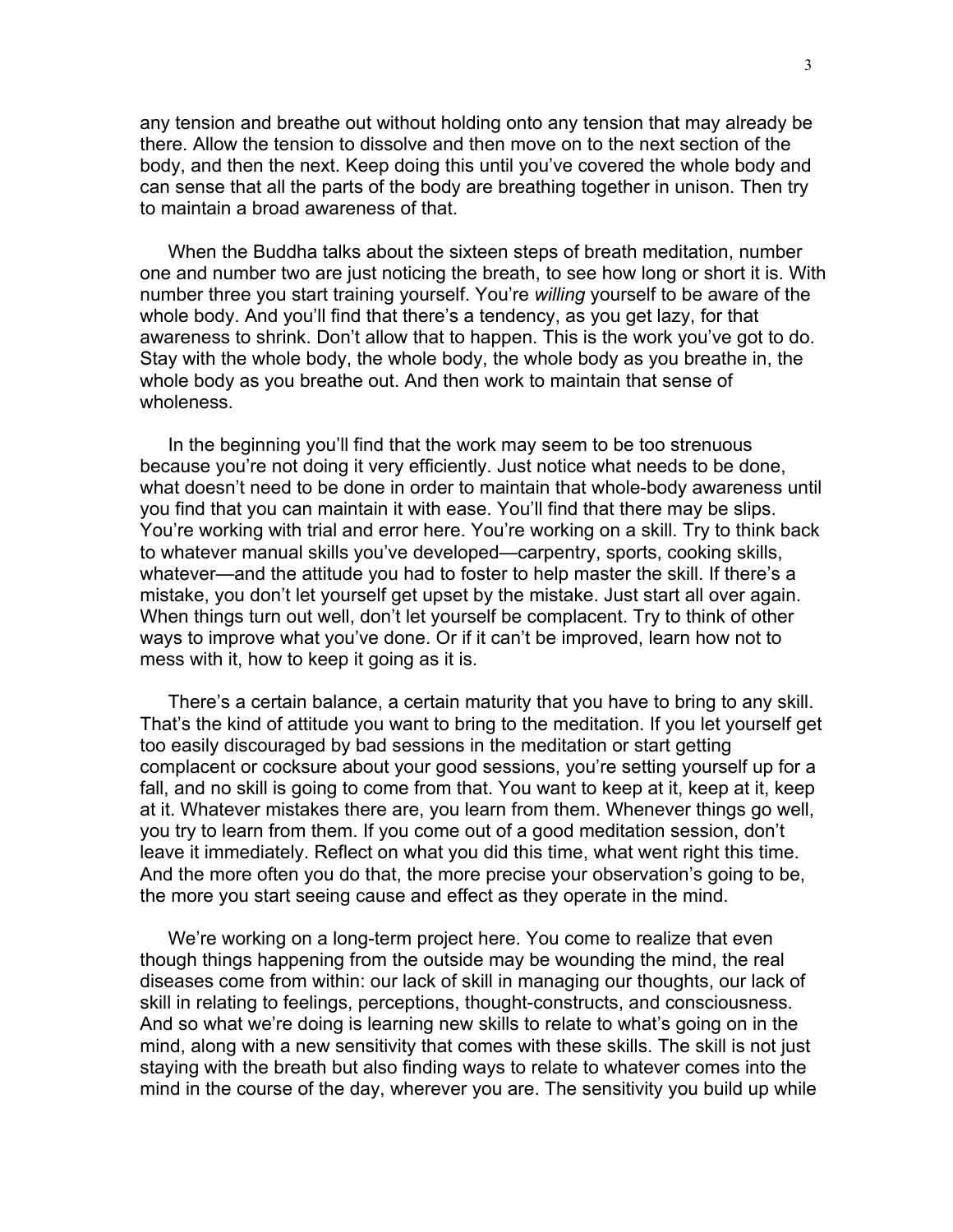any tension and breathe out without holding onto any tension that may already be there. Allow the tension to dissolve and then move on to the next section of the body, and then the next. Keep doing this until you've covered the whole body and can sense that all the parts of the body are breathing together in unison. Then try to maintain a broad awareness of that.

When the Buddha talks about the sixteen steps of breath meditation, number one and number two are just noticing the breath, to see how long or short it is. With number three you start training yourself. You're *willing* yourself to be aware of the whole body. And you'll find that there's a tendency, as you get lazy, for that awareness to shrink. Don't allow that to happen. This is the work you've got to do. Stay with the whole body, the whole body, the whole body as you breathe in, the whole body as you breathe out. And then work to maintain that sense of wholeness.

In the beginning you'll find that the work may seem to be too strenuous because you're not doing it very efficiently. Just notice what needs to be done, what doesn't need to be done in order to maintain that whole-body awareness until you find that you can maintain it with ease. You'll find that there may be slips. You're working with trial and error here. You're working on a skill. Try to think back to whatever manual skills you've developed—carpentry, sports, cooking skills, whatever—and the attitude you had to foster to help master the skill. If there's a mistake, you don't let yourself get upset by the mistake. Just start all over again. When things turn out well, don't let yourself be complacent. Try to think of other ways to improve what you've done. Or if it can't be improved, learn how not to mess with it, how to keep it going as it is.

There's a certain balance, a certain maturity that you have to bring to any skill. That's the kind of attitude you want to bring to the meditation. If you let yourself get too easily discouraged by bad sessions in the meditation or start getting complacent or cocksure about your good sessions, you're setting yourself up for a fall, and no skill is going to come from that. You want to keep at it, keep at it, keep at it. Whatever mistakes there are, you learn from them. Whenever things go well, you try to learn from them. If you come out of a good meditation session, don't leave it immediately. Reflect on what you did this time, what went right this time. And the more often you do that, the more precise your observation's going to be, the more you start seeing cause and effect as they operate in the mind.

We're working on a long-term project here. You come to realize that even though things happening from the outside may be wounding the mind, the real diseases come from within: our lack of skill in managing our thoughts, our lack of skill in relating to feelings, perceptions, thought-constructs, and consciousness. And so what we're doing is learning new skills to relate to what's going on in the mind, along with a new sensitivity that comes with these skills. The skill is not just staying with the breath but also finding ways to relate to whatever comes into the mind in the course of the day, wherever you are. The sensitivity you build up while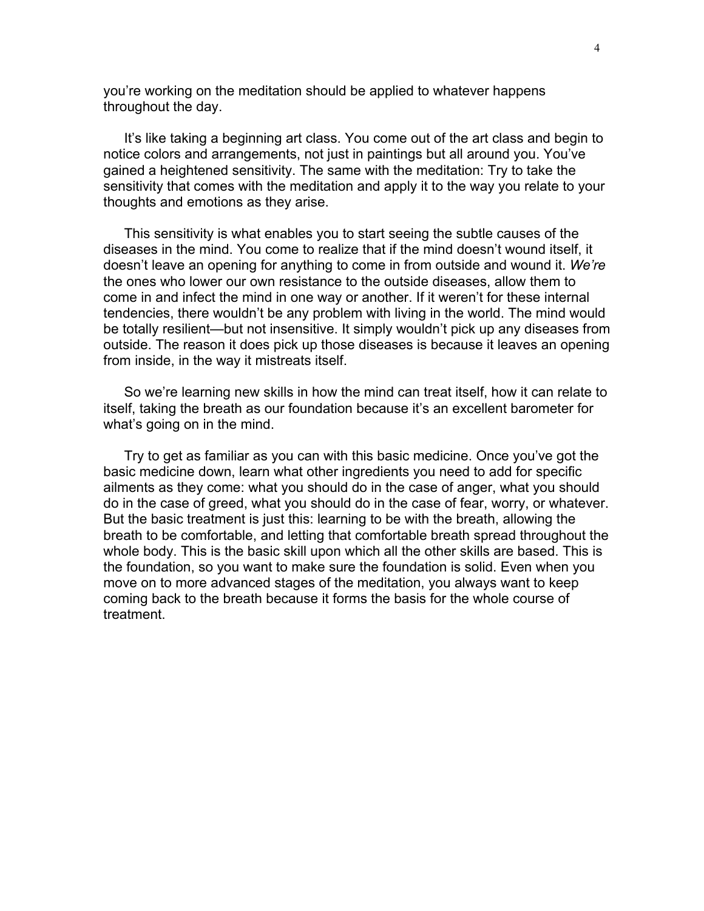you're working on the meditation should be applied to whatever happens throughout the day.

It's like taking a beginning art class. You come out of the art class and begin to notice colors and arrangements, not just in paintings but all around you. You've gained a heightened sensitivity. The same with the meditation: Try to take the sensitivity that comes with the meditation and apply it to the way you relate to your thoughts and emotions as they arise.

This sensitivity is what enables you to start seeing the subtle causes of the diseases in the mind. You come to realize that if the mind doesn't wound itself, it doesn't leave an opening for anything to come in from outside and wound it. *We're* the ones who lower our own resistance to the outside diseases, allow them to come in and infect the mind in one way or another. If it weren't for these internal tendencies, there wouldn't be any problem with living in the world. The mind would be totally resilient—but not insensitive. It simply wouldn't pick up any diseases from outside. The reason it does pick up those diseases is because it leaves an opening from inside, in the way it mistreats itself.

So we're learning new skills in how the mind can treat itself, how it can relate to itself, taking the breath as our foundation because it's an excellent barometer for what's going on in the mind.

Try to get as familiar as you can with this basic medicine. Once you've got the basic medicine down, learn what other ingredients you need to add for specific ailments as they come: what you should do in the case of anger, what you should do in the case of greed, what you should do in the case of fear, worry, or whatever. But the basic treatment is just this: learning to be with the breath, allowing the breath to be comfortable, and letting that comfortable breath spread throughout the whole body. This is the basic skill upon which all the other skills are based. This is the foundation, so you want to make sure the foundation is solid. Even when you move on to more advanced stages of the meditation, you always want to keep coming back to the breath because it forms the basis for the whole course of treatment.